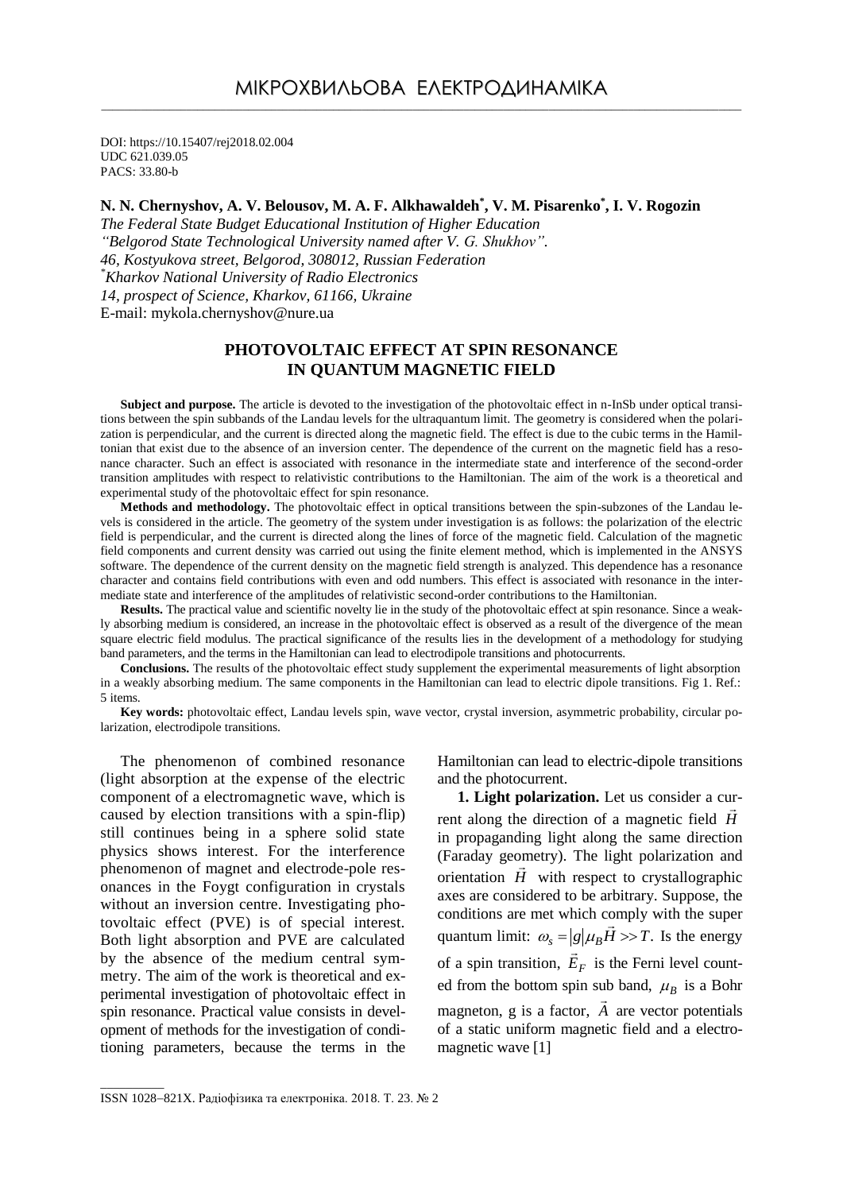# МІКРОХВИЛЬОВА ЕЛЕКТРОДИНАМІКА

DOI: https://10.15407/rej2018.02.004
UDC 621.039.05
PACS: 33.80-b

**N. N. Chernyshov, A. V. Belousov, M. A. F. Alkhawaldeh[*], V. M. Pisarenko[*], I. V. Rogozin**

*The Federal State Budget Educational Institution of Higher Education*
*"Belgorod State Technological University named after V. G. Shukhov".*
*46, Kostyukova street, Belgorod, 308012, Russian Federation*
*[*]Kharkov National University of Radio Electronics*
*14, prospect of Science, Kharkov, 61166, Ukraine*
E-mail: mykola.chernyshov@nure.ua

## PHOTOVOLTAIC EFFECT AT SPIN RESONANCE IN QUANTUM MAGNETIC FIELD

**Subject and purpose.** The article is devoted to the investigation of the photovoltaic effect in n-InSb under optical transitions between the spin subbands of the Landau levels for the ultraquantum limit. The geometry is considered when the polarization is perpendicular, and the current is directed along the magnetic field. The effect is due to the cubic terms in the Hamiltonian that exist due to the absence of an inversion center. The dependence of the current on the magnetic field has a resonance character. Such an effect is associated with resonance in the intermediate state and interference of the second-order transition amplitudes with respect to relativistic contributions to the Hamiltonian. The aim of the work is a theoretical and experimental study of the photovoltaic effect for spin resonance.

**Methods and methodology.** The photovoltaic effect in optical transitions between the spin-subzones of the Landau levels is considered in the article. The geometry of the system under investigation is as follows: the polarization of the electric field is perpendicular, and the current is directed along the lines of force of the magnetic field. Calculation of the magnetic field components and current density was carried out using the finite element method, which is implemented in the ANSYS software. The dependence of the current density on the magnetic field strength is analyzed. This dependence has a resonance character and contains field contributions with even and odd numbers. This effect is associated with resonance in the intermediate state and interference of the amplitudes of relativistic second-order contributions to the Hamiltonian.

**Results.** The practical value and scientific novelty lie in the study of the photovoltaic effect at spin resonance. Since a weakly absorbing medium is considered, an increase in the photovoltaic effect is observed as a result of the divergence of the mean square electric field modulus. The practical significance of the results lies in the development of a methodology for studying band parameters, and the terms in the Hamiltonian can lead to electrodipole transitions and photocurrents.

**Conclusions.** The results of the photovoltaic effect study supplement the experimental measurements of light absorption in a weakly absorbing medium. The same components in the Hamiltonian can lead to electric dipole transitions. Fig 1. Ref.: 5 items.

**Key words:** photovoltaic effect, Landau levels spin, wave vector, crystal inversion, asymmetric probability, circular polarization, electrodipole transitions.

The phenomenon of combined resonance (light absorption at the expense of the electric component of a electromagnetic wave, which is caused by election transitions with a spin-flip) still continues being in a sphere solid state physics shows interest. For the interference phenomenon of magnet and electrode-pole resonances in the Foygt configuration in crystals without an inversion centre. Investigating photovoltaic effect (PVE) is of special interest. Both light absorption and PVE are calculated by the absence of the medium central symmetry. The aim of the work is theoretical and experimental investigation of photovoltaic effect in spin resonance. Practical value consists in development of methods for the investigation of conditioning parameters, because the terms in the Hamiltonian can lead to electric-dipole transitions and the photocurrent.

**1. Light polarization.** Let us consider a current along the direction of a magnetic field $\vec{H}$ in propaganding light along the same direction (Faraday geometry). The light polarization and orientation $\vec{H}$ with respect to crystallographic axes are considered to be arbitrary. Suppose, the conditions are met which comply with the super quantum limit: $\omega_s = |g|\mu_B \vec{H} >> T$. Is the energy of a spin transition, $\vec{E}_F$ is the Ferni level counted from the bottom spin sub band, $\mu_B$ is a Bohr magneton, g is a factor, $\vec{A}$ are vector potentials of a static uniform magnetic field and a electromagnetic wave [1]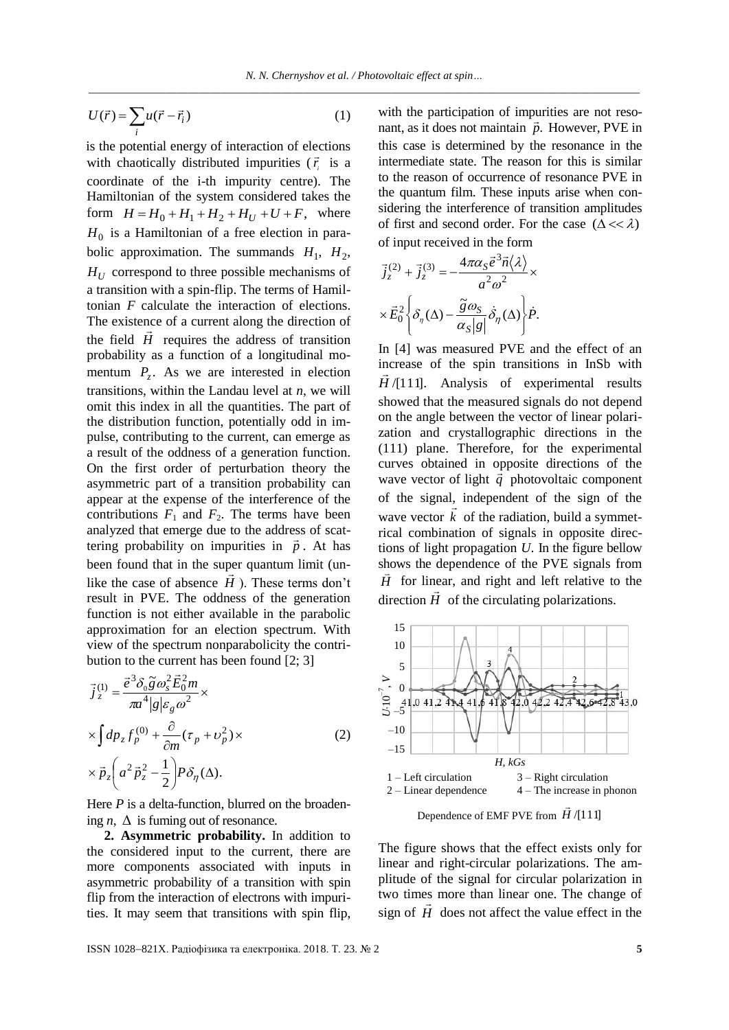$$U(\vec{r}) = \sum_i u(\vec{r} - \vec{r}_i) \qquad (1)$$

is the potential energy of interaction of elections with chaotically distributed impurities ($\vec{r}_i$ is a coordinate of the i-th impurity centre). The Hamiltonian of the system considered takes the form $H = H_0 + H_1 + H_2 + H_U + U + F$, where $H_0$ is a Hamiltonian of a free election in parabolic approximation. The summands $H_1$, $H_2$, $H_U$ correspond to three possible mechanisms of a transition with a spin-flip. The terms of Hamiltonian $F$ calculate the interaction of elections. The existence of a current along the direction of the field $\vec{H}$ requires the address of transition probability as a function of a longitudinal momentum $P_z$. As we are interested in election transitions, within the Landau level at $n$, we will omit this index in all the quantities. The part of the distribution function, potentially odd in impulse, contributing to the current, can emerge as a result of the oddness of a generation function. On the first order of perturbation theory the asymmetric part of a transition probability can appear at the expense of the interference of the contributions $F_1$ and $F_2$. The terms have been analyzed that emerge due to the address of scattering probability on impurities in $\vec{p}$. At has been found that in the super quantum limit (unlike the case of absence $\vec{H}$). These terms don't result in PVE. The oddness of the generation function is not either available in the parabolic approximation for an election spectrum. With view of the spectrum nonparabolicity the contribution to the current has been found [2; 3]

$$\vec{j}_z^{(1)} = \frac{\vec{e}^3 \delta_0 \tilde{g} \omega_s^2 \vec{E}_0^2 m}{\pi a^4 |g| \varepsilon_g \omega^2} \times$$
$$\times \int dp_z f_p^{(0)} + \frac{\partial}{\partial m}(\tau_p + \upsilon_p^2) \times \qquad (2)$$
$$\times \vec{p}_z \left( a^2 \vec{p}_z^2 - \frac{1}{2} \right) P \delta_\eta(\Delta).$$

Here $P$ is a delta-function, blurred on the broadening $n$, $\Delta$ is fuming out of resonance.

**2. Asymmetric probability.** In addition to the considered input to the current, there are more components associated with inputs in asymmetric probability of a transition with spin flip from the interaction of electrons with impurities. It may seem that transitions with spin flip, with the participation of impurities are not resonant, as it does not maintain $\vec{p}$. However, PVE in this case is determined by the resonance in the intermediate state. The reason for this is similar to the reason of occurrence of resonance PVE in the quantum film. These inputs arise when considering the interference of transition amplitudes of first and second order. For the case $(\Delta << \lambda)$ of input received in the form

$$\vec{j}_z^{(2)} + \vec{j}_z^{(3)} = -\frac{4\pi\alpha_S \vec{e}^3 \vec{n} \langle \lambda \rangle}{a^2 \omega^2} \times$$
$$\times \vec{E}_0^2 \left\{ \delta_\eta(\Delta) - \frac{\tilde{g}\omega_S}{\alpha_S |g|} \dot{\delta}_\eta(\Delta) \right\} \dot{P}.$$

In [4] was measured PVE and the effect of an increase of the spin transitions in InSb with $\vec{H}$/[111]. Analysis of experimental results showed that the measured signals do not depend on the angle between the vector of linear polarization and crystallographic directions in the (111) plane. Therefore, for the experimental curves obtained in opposite directions of the wave vector of light $\vec{q}$ photovoltaic component of the signal, independent of the sign of the wave vector $\vec{k}$ of the radiation, build a symmetrical combination of signals in opposite directions of light propagation $U$. In the figure bellow shows the dependence of the PVE signals from $\vec{H}$ for linear, and right and left relative to the direction $\vec{H}$ of the circulating polarizations.

1 – Left circulation 3 – Right circulation
2 – Linear dependence 4 – The increase in phonon

Dependence of EMF PVE from $\vec{H}$/[111]

The figure shows that the effect exists only for linear and right-circular polarizations. The amplitude of the signal for circular polarization in two times more than linear one. The change of sign of $\vec{H}$ does not affect the value effect in the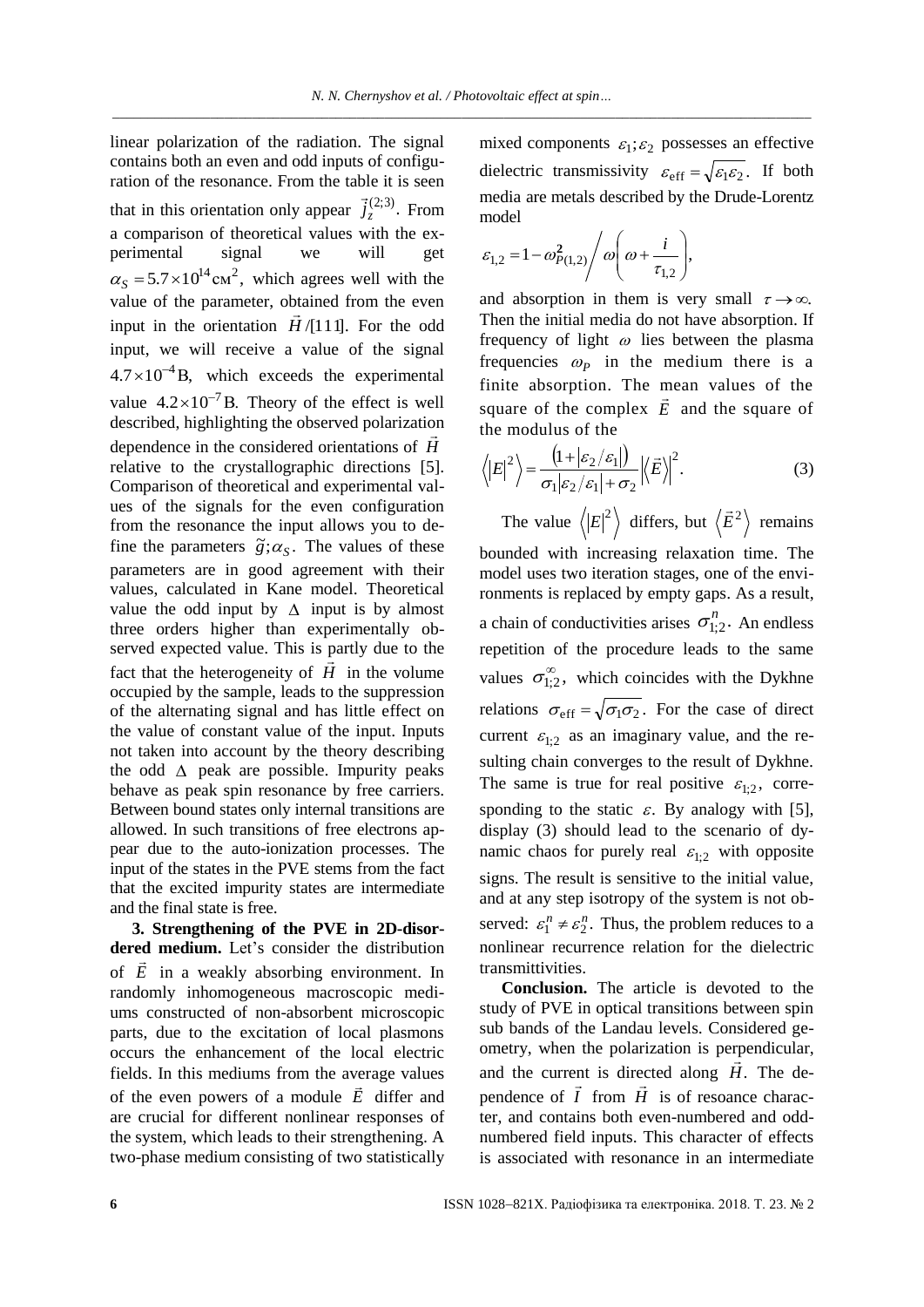linear polarization of the radiation. The signal contains both an even and odd inputs of configuration of the resonance. From the table it is seen that in this orientation only appear $\vec{j}_z^{(2;3)}$. From a comparison of theoretical values with the experimental signal we will get $\alpha_S = 5.7\times10^{14}\,\text{см}^2$, which agrees well with the value of the parameter, obtained from the even input in the orientation $\vec{H}$/[111]. For the odd input, we will receive a value of the signal $4.7\times10^{-4}\,\text{B}$, which exceeds the experimental value $4.2\times10^{-7}\,\text{B}$. Theory of the effect is well described, highlighting the observed polarization dependence in the considered orientations of $\vec{H}$ relative to the crystallographic directions [5]. Comparison of theoretical and experimental values of the signals for the even configuration from the resonance the input allows you to define the parameters $\tilde{g};\alpha_S$. The values of these parameters are in good agreement with their values, calculated in Kane model. Theoretical value the odd input by $\Delta$ input is by almost three orders higher than experimentally observed expected value. This is partly due to the fact that the heterogeneity of $\vec{H}$ in the volume occupied by the sample, leads to the suppression of the alternating signal and has little effect on the value of constant value of the input. Inputs not taken into account by the theory describing the odd $\Delta$ peak are possible. Impurity peaks behave as peak spin resonance by free carriers. Between bound states only internal transitions are allowed. In such transitions of free electrons appear due to the auto-ionization processes. The input of the states in the PVE stems from the fact that the excited impurity states are intermediate and the final state is free.

**3. Strengthening of the PVE in 2D-disordered medium.** Let's consider the distribution of $\vec{E}$ in a weakly absorbing environment. In randomly inhomogeneous macroscopic mediums constructed of non-absorbent microscopic parts, due to the excitation of local plasmons occurs the enhancement of the local electric fields. In this mediums from the average values of the even powers of a module $\vec{E}$ differ and are crucial for different nonlinear responses of the system, which leads to their strengthening. A two-phase medium consisting of two statistically mixed components $\varepsilon_1;\varepsilon_2$ possesses an effective dielectric transmissivity $\varepsilon_{\text{eff}} = \sqrt{\varepsilon_1\varepsilon_2}$. If both media are metals described by the Drude-Lorentz model

$$\varepsilon_{1,2} = 1 - \omega_{P(1,2)}^2 \Big/ \omega\left(\omega + \frac{i}{\tau_{1,2}}\right),$$

and absorption in them is very small $\tau \to \infty$. Then the initial media do not have absorption. If frequency of light $\omega$ lies between the plasma frequencies $\omega_P$ in the medium there is a finite absorption. The mean values of the square of the complex $\vec{E}$ and the square of the modulus of the

$$\left\langle |E|^2 \right\rangle = \frac{\left(1 + |\varepsilon_2/\varepsilon_1|\right)}{\sigma_1|\varepsilon_2/\varepsilon_1| + \sigma_2}\left|\left\langle \vec{E}\right\rangle\right|^2. \qquad (3)$$

The value $\left\langle |E|^2 \right\rangle$ differs, but $\left\langle \vec{E}^2 \right\rangle$ remains bounded with increasing relaxation time. The model uses two iteration stages, one of the environments is replaced by empty gaps. As a result, a chain of conductivities arises $\sigma_{1;2}^n$. An endless repetition of the procedure leads to the same values $\sigma_{1;2}^\infty$, which coincides with the Dykhne relations $\sigma_{\text{eff}} = \sqrt{\sigma_1\sigma_2}$. For the case of direct current $\varepsilon_{1;2}$ as an imaginary value, and the resulting chain converges to the result of Dykhne. The same is true for real positive $\varepsilon_{1;2}$, corresponding to the static $\varepsilon$. By analogy with [5], display (3) should lead to the scenario of dynamic chaos for purely real $\varepsilon_{1;2}$ with opposite signs. The result is sensitive to the initial value, and at any step isotropy of the system is not observed: $\varepsilon_1^n \neq \varepsilon_2^n$. Thus, the problem reduces to a nonlinear recurrence relation for the dielectric transmittivities.

**Conclusion.** The article is devoted to the study of PVE in optical transitions between spin sub bands of the Landau levels. Considered geometry, when the polarization is perpendicular, and the current is directed along $\vec{H}$. The dependence of $\vec{I}$ from $\vec{H}$ is of resoance character, and contains both even-numbered and odd-numbered field inputs. This character of effects is associated with resonance in an intermediate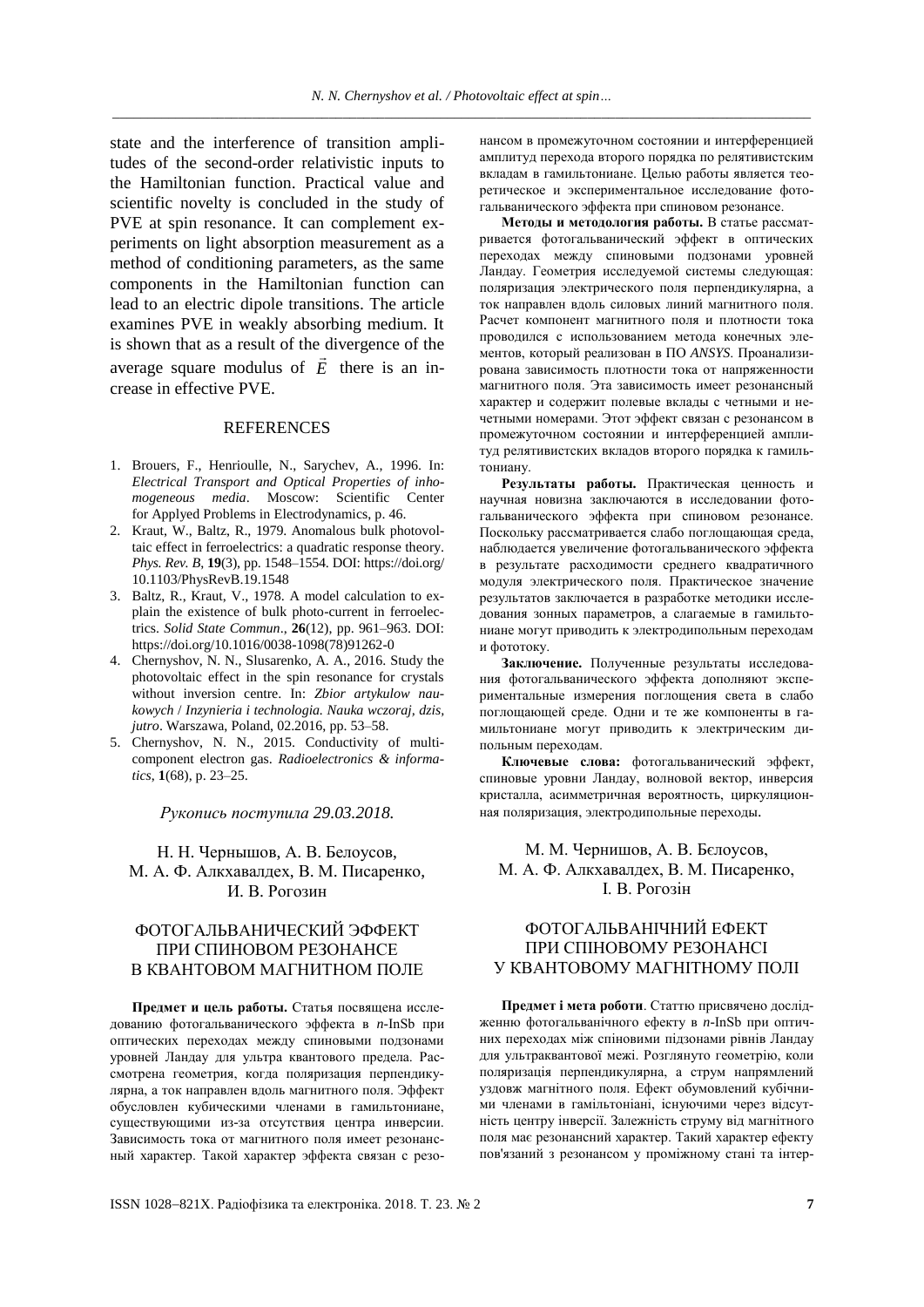state and the interference of transition amplitudes of the second-order relativistic inputs to the Hamiltonian function. Practical value and scientific novelty is concluded in the study of PVE at spin resonance. It can complement experiments on light absorption measurement as a method of conditioning parameters, as the same components in the Hamiltonian function can lead to an electric dipole transitions. The article examines PVE in weakly absorbing medium. It is shown that as a result of the divergence of the average square modulus of $\vec{E}$ there is an increase in effective PVE.

## REFERENCES

1. Brouers, F., Henrioulle, N., Sarychev, A., 1996. In: *Electrical Transport and Optical Properties of inhomogeneous media*. Moscow: Scientific Center for Applyed Problems in Electrodynamics, p. 46.
2. Kraut, W., Baltz, R., 1979. Anomalous bulk photovoltaic effect in ferroelectrics: a quadratic response theory. *Phys. Rev. B*, **19**(3), pp. 1548–1554. DOI: https://doi.org/10.1103/PhysRevB.19.1548
3. Baltz, R., Kraut, V., 1978. A model calculation to explain the existence of bulk photo-current in ferroelectrics. *Solid State Commun*., **26**(12), pp. 961–963. DOI: https://doi.org/10.1016/0038-1098(78)91262-0
4. Chernyshov, N. N., Slusarenko, A. A., 2016. Study the photovoltaic effect in the spin resonance for crystals without inversion centre. In: *Zbior artykulow naukowych* / *Inzynieria i technologia. Nauka wczoraj, dzis, jutro*. Warszawa, Poland, 02.2016, pp. 53–58.
5. Chernyshov, N. N., 2015. Conductivity of multicomponent electron gas. *Radioelectronics & informatics*, **1**(68), p. 23–25.

*Рукопись поступила 29.03.2018.*

Н. Н. Чернышов, А. В. Белоусов, М. А. Ф. Алкхавалдех, В. М. Писаренко, И. В. Рогозин

## ФОТОГАЛЬВАНИЧЕСКИЙ ЭФФЕКТ ПРИ СПИНОВОМ РЕЗОНАНСЕ В КВАНТОВОМ МАГНИТНОМ ПОЛЕ

**Предмет и цель работы.** Статья посвящена исследованию фотогальванического эффекта в *n*-InSb при оптических переходах между спиновыми подзонами уровней Ландау для ультраквантового предела. Рассмотрена геометрия, когда поляризация перпендикулярна, а ток направлен вдоль магнитного поля. Эффект обусловлен кубическими членами в гамильтониане, существующими из-за отсутствия центра инверсии. Зависимость тока от магнитного поля имеет резонансный характер. Такой характер эффекта связан с резонансом в промежуточном состоянии и интерференцией амплитуд перехода второго порядка по релятивистским вкладам в гамильтониане. Целью работы является теоретическое и экспериментальное исследование фотогальванического эффекта при спиновом резонансе.

**Методы и методология работы.** В статье рассматривается фотогальванический эффект в оптических переходах между спиновыми подзонами уровней Ландау. Геометрия исследуемой системы следующая: поляризация электрического поля перпендикулярна, а ток направлен вдоль силовых линий магнитного поля. Расчет компонент магнитного поля и плотности тока проводился с использованием метода конечных элементов, который реализован в ПО *ANSYS*. Проанализирована зависимость плотности тока от напряженности магнитного поля. Эта зависимость имеет резонансный характер и содержит полевые вклады с четными и нечетными номерами. Этот эффект связан с резонансом в промежуточном состоянии и интерференцией амплитуд релятивистских вкладов второго порядка к гамильтониану.

**Результаты работы.** Практическая ценность и научная новизна заключаются в исследовании фотогальванического эффекта при спиновом резонансе. Поскольку рассматривается слабо поглощающая среда, наблюдается увеличение фотогальванического эффекта в результате расходимости среднего квадратичного модуля электрического поля. Практическое значение результатов заключается в разработке методики исследования зонных параметров, а слагаемые в гамильтониане могут приводить к электродипольным переходам и фототоку.

**Заключение.** Полученные результаты исследования фотогальванического эффекта дополняют экспериментальные измерения поглощения света в слабо поглощающей среде. Одни и те же компоненты в гамильтониане могут приводить к электрическим дипольным переходам.

**Ключевые слова:** фотогальванический эффект, спиновые уровни Ландау, волновой вектор, инверсия кристалла, асимметричная вероятность, циркуляционная поляризация, электродипольные переходы.

М. М. Чернишов, А. В. Бєлоусов, М. А. Ф. Алкхавалдех, В. М. Писаренко, І. В. Рогозін

## ФОТОГАЛЬВАНІЧНИЙ ЕФЕКТ ПРИ СПІНОВОМУ РЕЗОНАНСІ У КВАНТОВОМУ МАГНІТНОМУ ПОЛІ

**Предмет і мета роботи**. Статтю присвячено дослідженню фотогальванічного ефекту в *n*-InSb при оптичних переходах між спіновими підзонами рівнів Ландау для ультраквантової межі. Розглянуто геометрію, коли поляризація перпендикулярна, а струм напрямлений уздовж магнітного поля. Ефект обумовлений кубічними членами в гамільтоніані, існуючими через відсутність центру інверсії. Залежність струму від магнітного поля має резонансний характер. Такий характер ефекту пов'язаний з резонансом у проміжному стані та інтер-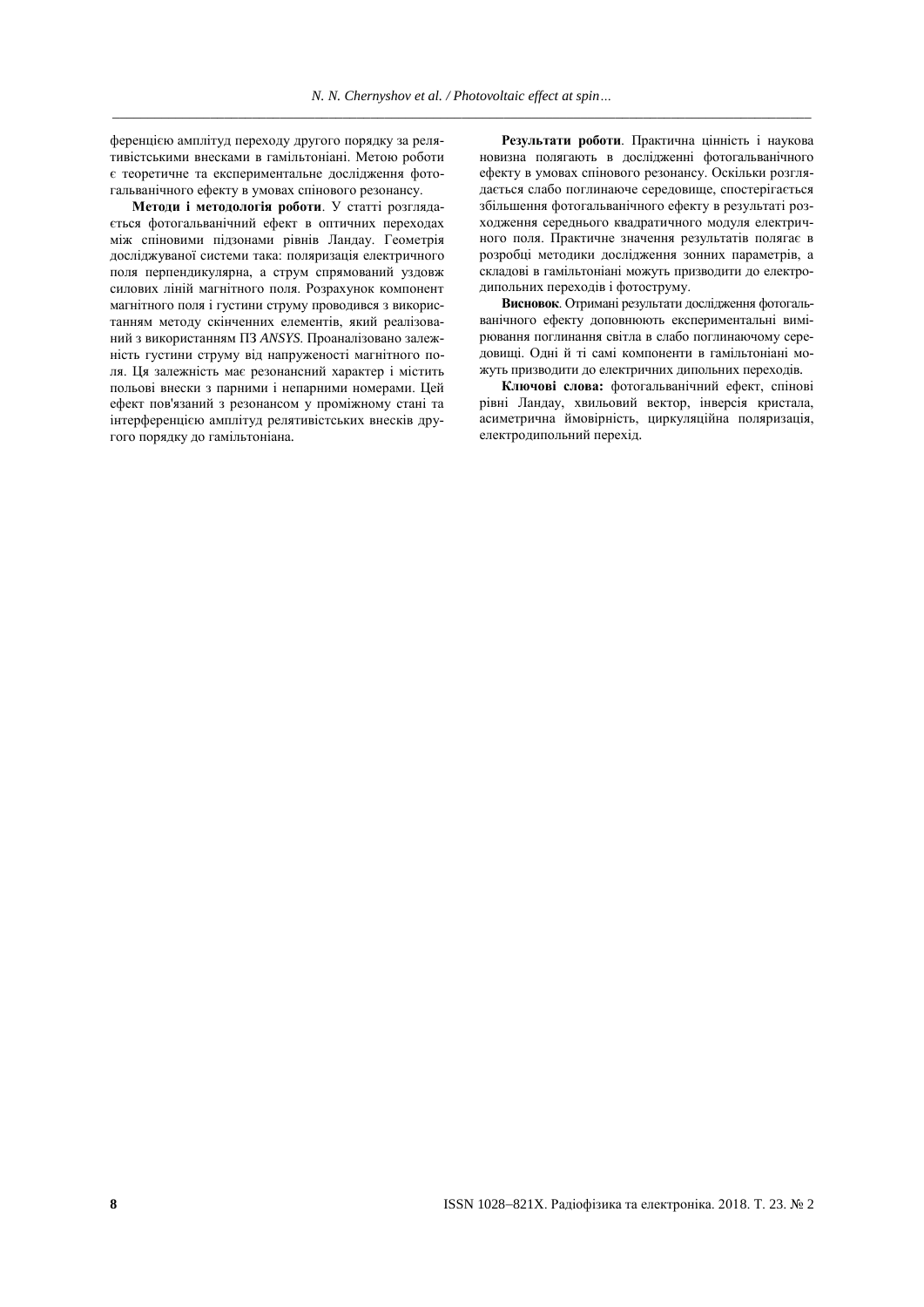ференцією амплітуд переходу другого порядку за релятивістськими внесками в гамільтоніані. Метою роботи є теоретичне та експериментальне дослідження фотогальванічного ефекту в умовах спінового резонансу.

**Методи і методологія роботи**. У статті розглядається фотогальванічний ефект в оптичних переходах між спіновими підзонами рівнів Ландау. Геометрія досліджуваної системи така: поляризація електричного поля перпендикулярна, а струм спрямований уздовж силових ліній магнітного поля. Розрахунок компонент магнітного поля і густини струму проводився з використанням методу скінченних елементів, який реалізований з використанням ПЗ *ANSYS*. Проаналізовано залежність густини струму від напруженості магнітного поля. Ця залежність має резонансний характер і містить польові внески з парними і непарними номерами. Цей ефект пов'язаний з резонансом у проміжному стані та інтерференцією амплітуд релятивістських внесків другого порядку до гамільтоніана.

**Результати роботи**. Практична цінність і наукова новизна полягають в дослідженні фотогальванічного ефекту в умовах спінового резонансу. Оскільки розглядається слабо поглинаюче середовище, спостерігається збільшення фотогальванічного ефекту в результаті розходження середнього квадратичного модуля електричного поля. Практичне значення результатів полягає в розробці методики дослідження зонних параметрів, а складові в гамільтоніані можуть призводити до електродипольних переходів і фотоструму.

**Висновок**. Отримані результати дослідження фотогальванічного ефекту доповнюють експериментальні вимірювання поглинання світла в слабо поглинаючому середовищі. Одні й ті самі компоненти в гамільтоніані можуть призводити до електричних дипольних переходів.

**Ключові слова:** фотогальванічний ефект, спінові рівні Ландау, хвильовий вектор, інверсія кристала, асиметрична ймовірність, циркуляційна поляризація, електродипольний перехід.